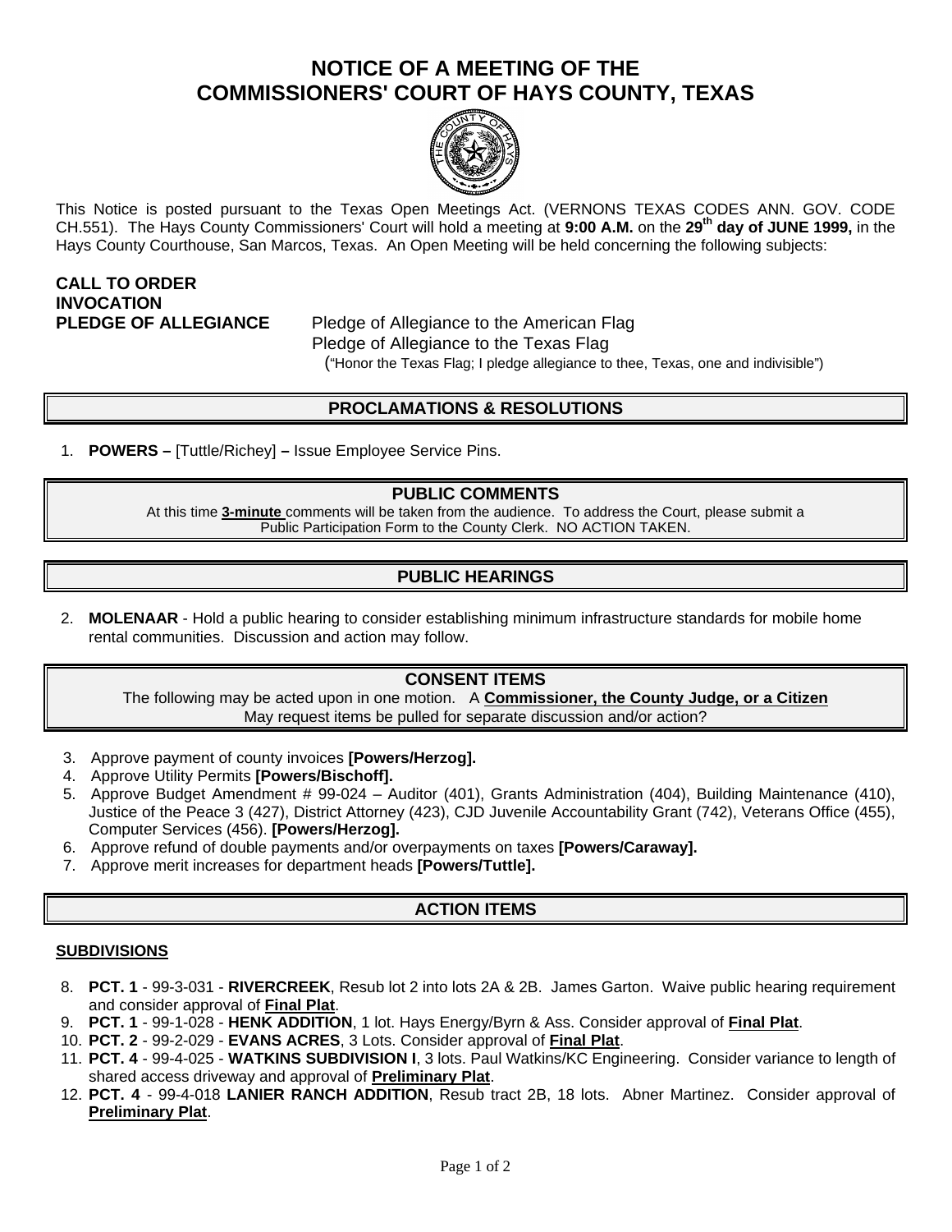# NOTICE OF A MEETING OF THE COMMISSIONERS' COURT OF HAYS COUNTY, TEXAS

This Notice is posted pursuant to the Texas Open Meetings Act. (VERNONS TEXAS CODES ANN. GOV. CODE CH.551). The Hays County Commissioners' Court will hold a meeting at **9:00 A.M.** on the **29th day of JUNE 1999,** in the Hays County Courthouse, San Marcos, Texas. An Open Meeting will be held concerning the following subjects:

**CALL TO ORDER**
**INVOCATION**
**PLEDGE OF ALLEGIANCE** Pledge of Allegiance to the American Flag
Pledge of Allegiance to the Texas Flag
("Honor the Texas Flag; I pledge allegiance to thee, Texas, one and indivisible")

## PROCLAMATIONS & RESOLUTIONS

1. **POWERS –** [Tuttle/Richey] **–** Issue Employee Service Pins.

## PUBLIC COMMENTS

At this time **3-minute** comments will be taken from the audience. To address the Court, please submit a Public Participation Form to the County Clerk. NO ACTION TAKEN.

## PUBLIC HEARINGS

2. **MOLENAAR** - Hold a public hearing to consider establishing minimum infrastructure standards for mobile home rental communities. Discussion and action may follow.

## CONSENT ITEMS

The following may be acted upon in one motion. A **Commissioner, the County Judge, or a Citizen** May request items be pulled for separate discussion and/or action?

3. Approve payment of county invoices **[Powers/Herzog].**
4. Approve Utility Permits **[Powers/Bischoff].**
5. Approve Budget Amendment # 99-024 – Auditor (401), Grants Administration (404), Building Maintenance (410), Justice of the Peace 3 (427), District Attorney (423), CJD Juvenile Accountability Grant (742), Veterans Office (455), Computer Services (456). **[Powers/Herzog].**
6. Approve refund of double payments and/or overpayments on taxes **[Powers/Caraway].**
7. Approve merit increases for department heads **[Powers/Tuttle].**

## ACTION ITEMS

**SUBDIVISIONS**

8. **PCT. 1** - 99-3-031 - **RIVERCREEK**, Resub lot 2 into lots 2A & 2B. James Garton. Waive public hearing requirement and consider approval of **Final Plat**.
9. **PCT. 1** - 99-1-028 - **HENK ADDITION**, 1 lot. Hays Energy/Byrn & Ass. Consider approval of **Final Plat**.
10. **PCT. 2** - 99-2-029 - **EVANS ACRES**, 3 Lots. Consider approval of **Final Plat**.
11. **PCT. 4** - 99-4-025 - **WATKINS SUBDIVISION I**, 3 lots. Paul Watkins/KC Engineering. Consider variance to length of shared access driveway and approval of **Preliminary Plat**.
12. **PCT. 4** - 99-4-018 **LANIER RANCH ADDITION**, Resub tract 2B, 18 lots. Abner Martinez. Consider approval of **Preliminary Plat**.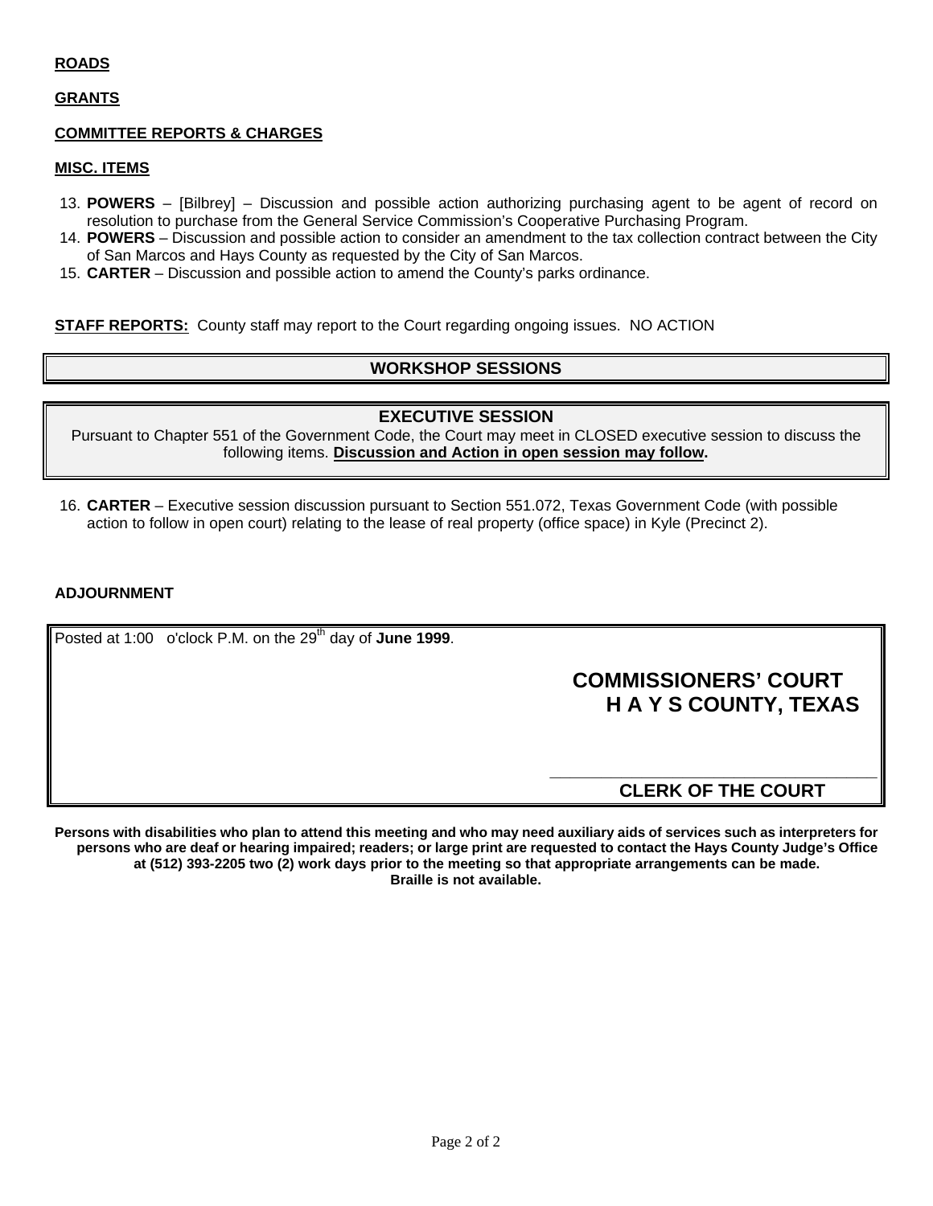**ROADS**

**GRANTS**

**COMMITTEE REPORTS & CHARGES**

**MISC. ITEMS**

13. **POWERS** – [Bilbrey] – Discussion and possible action authorizing purchasing agent to be agent of record on resolution to purchase from the General Service Commission's Cooperative Purchasing Program.
14. **POWERS** – Discussion and possible action to consider an amendment to the tax collection contract between the City of San Marcos and Hays County as requested by the City of San Marcos.
15. **CARTER** – Discussion and possible action to amend the County's parks ordinance.

**STAFF REPORTS:** County staff may report to the Court regarding ongoing issues. NO ACTION

## WORKSHOP SESSIONS

## EXECUTIVE SESSION

Pursuant to Chapter 551 of the Government Code, the Court may meet in CLOSED executive session to discuss the following items. **Discussion and Action in open session may follow.**

16. **CARTER** – Executive session discussion pursuant to Section 551.072, Texas Government Code (with possible action to follow in open court) relating to the lease of real property (office space) in Kyle (Precinct 2).

**ADJOURNMENT**

Posted at 1:00 o'clock P.M. on the 29th day of **June 1999**.

**COMMISSIONERS' COURT**
**H A Y S COUNTY, TEXAS**

\_\_\_\_\_\_\_\_\_\_\_\_\_\_\_\_\_\_\_\_\_\_\_\_\_\_\_\_\_\_\_\_

**CLERK OF THE COURT**

**Persons with disabilities who plan to attend this meeting and who may need auxiliary aids of services such as interpreters for persons who are deaf or hearing impaired; readers; or large print are requested to contact the Hays County Judge's Office at (512) 393-2205 two (2) work days prior to the meeting so that appropriate arrangements can be made. Braille is not available.**